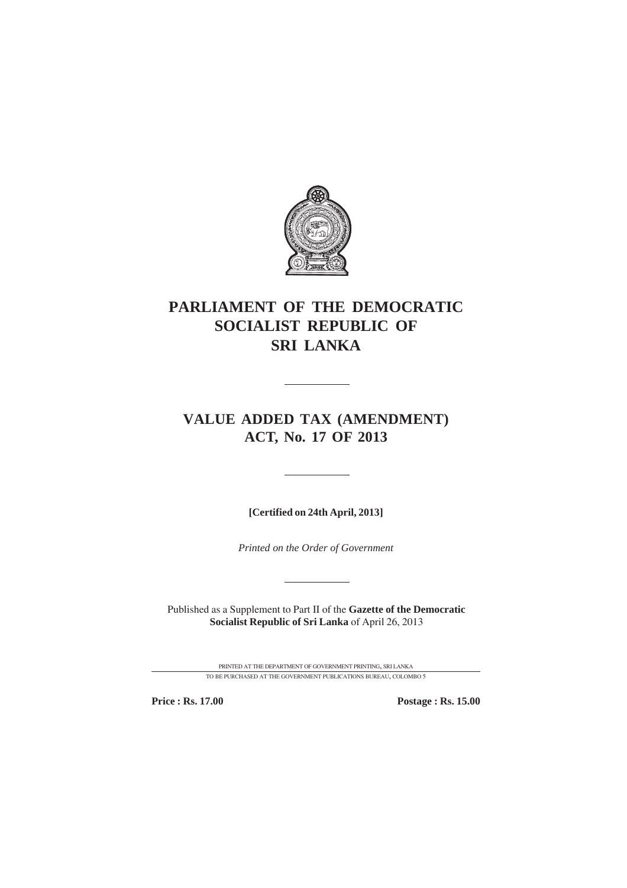# PARLIAMENT OF THE DEMOCRATIC SOCIALIST REPUBLIC OF SRI LANKA

---

## VALUE ADDED TAX (AMENDMENT) ACT, No. 17 OF 2013

---

**[Certified on 24th April, 2013]**

*Printed on the Order of Government*

---

Published as a Supplement to Part II of the **Gazette of the Democratic Socialist Republic of Sri Lanka** of April 26, 2013

PRINTED AT THE DEPARTMENT OF GOVERNMENT PRINTING, SRI LANKA

TO BE PURCHASED AT THE GOVERNMENT PUBLICATIONS BUREAU, COLOMBO 5

**Price : Rs. 17.00** **Postage : Rs. 15.00**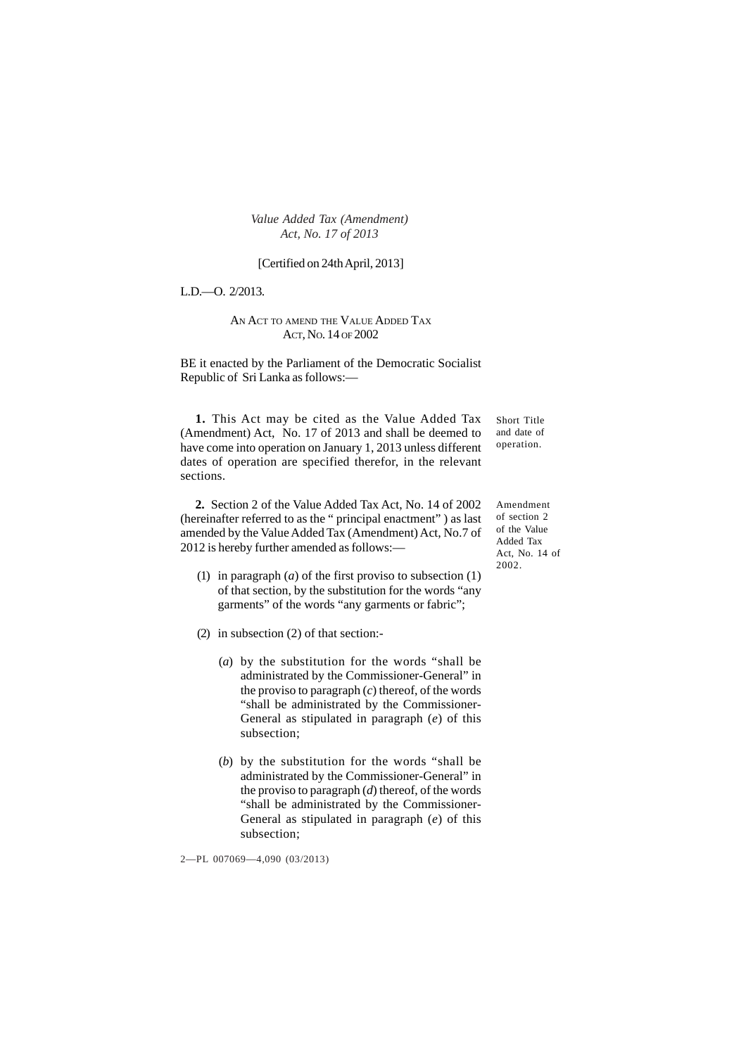*Value Added Tax (Amendment)*
*Act, No. 17 of 2013*

[Certified on 24th April, 2013]

L.D.—O. 2/2013.

AN ACT TO AMEND THE VALUE ADDED TAX ACT, NO. 14 OF 2002

BE it enacted by the Parliament of the Democratic Socialist Republic of Sri Lanka as follows:—

Short Title and date of operation.

**1.** This Act may be cited as the Value Added Tax (Amendment) Act, No. 17 of 2013 and shall be deemed to have come into operation on January 1, 2013 unless different dates of operation are specified therefor, in the relevant sections.

Amendment of section 2 of the Value Added Tax Act, No. 14 of 2002.

**2.** Section 2 of the Value Added Tax Act, No. 14 of 2002 (hereinafter referred to as the " principal enactment" ) as last amended by the Value Added Tax (Amendment) Act, No.7 of 2012 is hereby further amended as follows:—

(1) in paragraph (*a*) of the first proviso to subsection (1) of that section, by the substitution for the words "any garments" of the words "any garments or fabric";

(2) in subsection (2) of that section:-

(*a*) by the substitution for the words "shall be administrated by the Commissioner-General" in the proviso to paragraph (*c*) thereof, of the words "shall be administrated by the Commissioner-General as stipulated in paragraph (*e*) of this subsection;

(*b*) by the substitution for the words "shall be administrated by the Commissioner-General" in the proviso to paragraph (*d*) thereof, of the words "shall be administrated by the Commissioner-General as stipulated in paragraph (*e*) of this subsection;

2—PL 007069—4,090 (03/2013)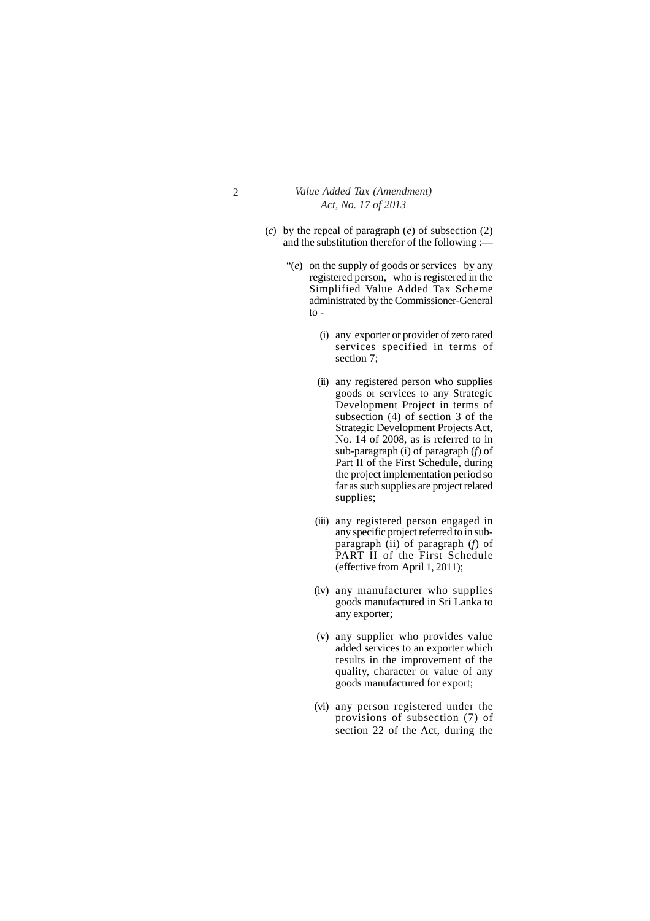(*c*) by the repeal of paragraph (*e*) of subsection (2) and the substitution therefor of the following :—

"(*e*) on the supply of goods or services by any registered person, who is registered in the Simplified Value Added Tax Scheme administrated by the Commissioner-General to -

(i) any exporter or provider of zero rated services specified in terms of section 7;

(ii) any registered person who supplies goods or services to any Strategic Development Project in terms of subsection (4) of section 3 of the Strategic Development Projects Act, No. 14 of 2008, as is referred to in sub-paragraph (i) of paragraph (*f*) of Part II of the First Schedule, during the project implementation period so far as such supplies are project related supplies;

(iii) any registered person engaged in any specific project referred to in sub-paragraph (ii) of paragraph (*f*) of PART II of the First Schedule (effective from April 1, 2011);

(iv) any manufacturer who supplies goods manufactured in Sri Lanka to any exporter;

(v) any supplier who provides value added services to an exporter which results in the improvement of the quality, character or value of any goods manufactured for export;

(vi) any person registered under the provisions of subsection (7) of section 22 of the Act, during the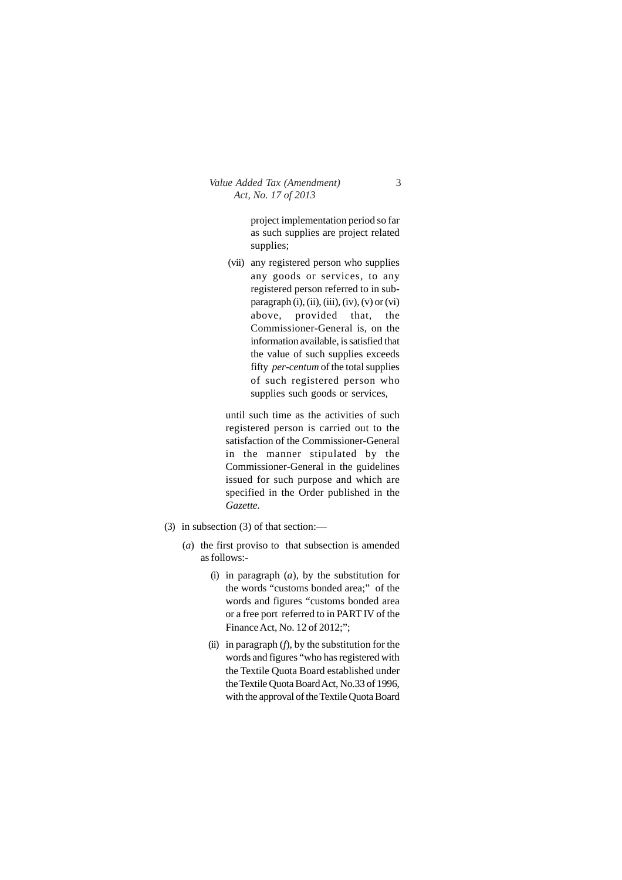project implementation period so far as such supplies are project related supplies;

(vii) any registered person who supplies any goods or services, to any registered person referred to in sub-paragraph (i), (ii), (iii), (iv), (v) or (vi) above, provided that, the Commissioner-General is, on the information available, is satisfied that the value of such supplies exceeds fifty *per-centum* of the total supplies of such registered person who supplies such goods or services,

until such time as the activities of such registered person is carried out to the satisfaction of the Commissioner-General in the manner stipulated by the Commissioner-General in the guidelines issued for such purpose and which are specified in the Order published in the *Gazette.*

(3) in subsection (3) of that section:—

(*a*) the first proviso to that subsection is amended as follows:-

(i) in paragraph (*a*), by the substitution for the words "customs bonded area;" of the words and figures "customs bonded area or a free port referred to in PART IV of the Finance Act, No. 12 of 2012;";

(ii) in paragraph (*f*), by the substitution for the words and figures "who has registered with the Textile Quota Board established under the Textile Quota Board Act, No.33 of 1996, with the approval of the Textile Quota Board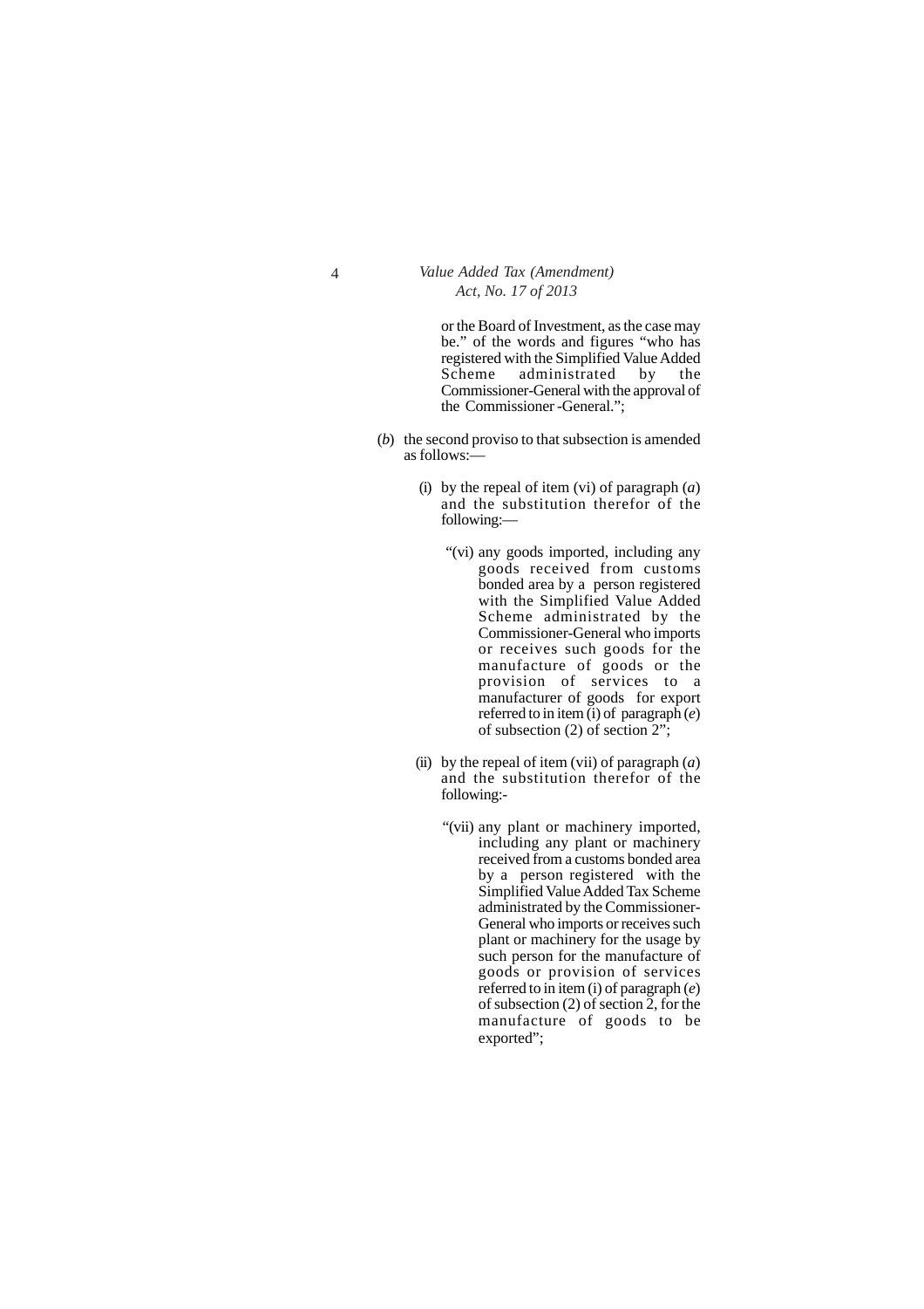or the Board of Investment, as the case may be." of the words and figures "who has registered with the Simplified Value Added Scheme administrated by the Commissioner-General with the approval of the Commissioner -General.";

(*b*) the second proviso to that subsection is amended as follows:—

(i) by the repeal of item (vi) of paragraph (*a*) and the substitution therefor of the following:—

"(vi) any goods imported, including any goods received from customs bonded area by a person registered with the Simplified Value Added Scheme administrated by the Commissioner-General who imports or receives such goods for the manufacture of goods or the provision of services to a manufacturer of goods for export referred to in item (i) of paragraph (*e*) of subsection (2) of section 2";

(ii) by the repeal of item (vii) of paragraph (*a*) and the substitution therefor of the following:-

"(vii) any plant or machinery imported, including any plant or machinery received from a customs bonded area by a person registered with the Simplified Value Added Tax Scheme administrated by the Commissioner-General who imports or receives such plant or machinery for the usage by such person for the manufacture of goods or provision of services referred to in item (i) of paragraph (*e*) of subsection (2) of section 2, for the manufacture of goods to be exported";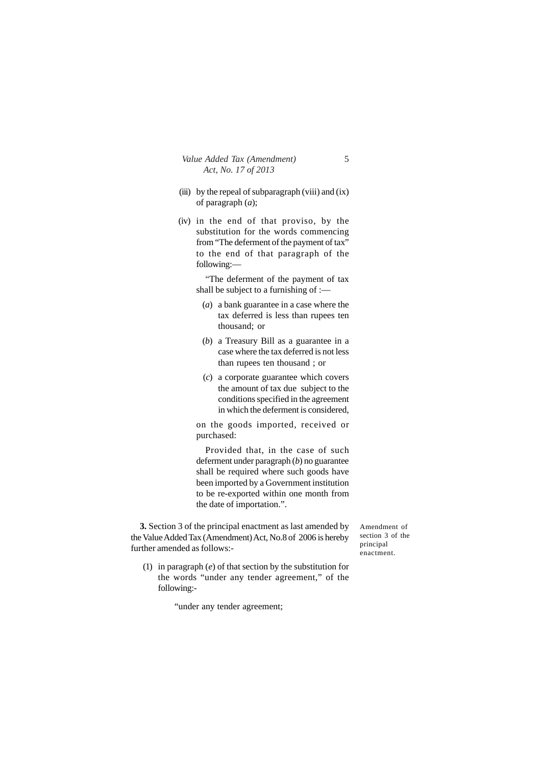(iii) by the repeal of subparagraph (viii) and (ix) of paragraph (*a*);

(iv) in the end of that proviso, by the substitution for the words commencing from "The deferment of the payment of tax" to the end of that paragraph of the following:—

"The deferment of the payment of tax shall be subject to a furnishing of :—

(*a*) a bank guarantee in a case where the tax deferred is less than rupees ten thousand; or

(*b*) a Treasury Bill as a guarantee in a case where the tax deferred is not less than rupees ten thousand ; or

(*c*) a corporate guarantee which covers the amount of tax due subject to the conditions specified in the agreement in which the deferment is considered,

on the goods imported, received or purchased:

Provided that, in the case of such deferment under paragraph (*b*) no guarantee shall be required where such goods have been imported by a Government institution to be re-exported within one month from the date of importation.".

Amendment of section 3 of the principal enactment.

**3.** Section 3 of the principal enactment as last amended by the Value Added Tax (Amendment) Act, No.8 of 2006 is hereby further amended as follows:-

(1) in paragraph (*e*) of that section by the substitution for the words "under any tender agreement," of the following:-

"under any tender agreement;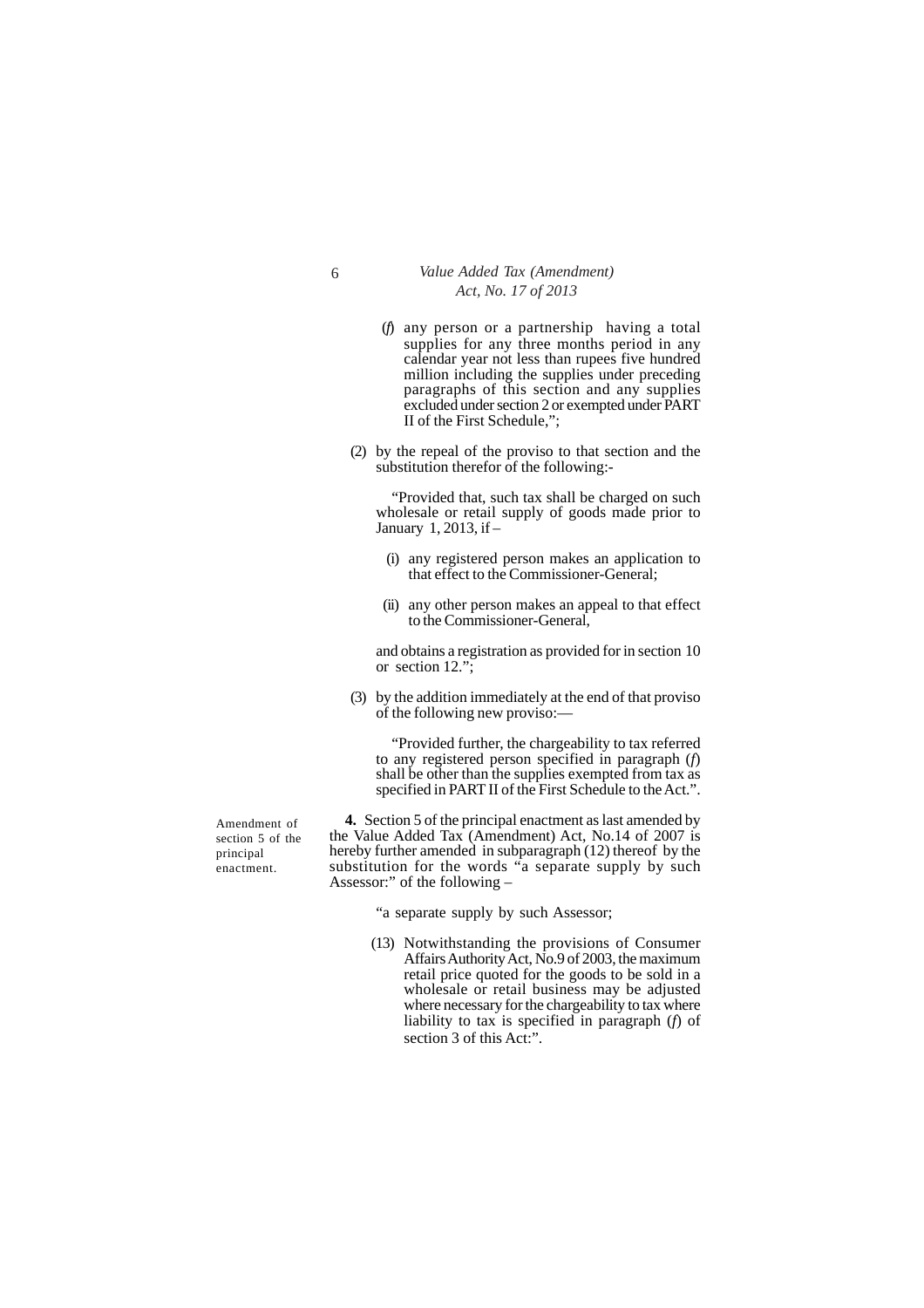(*f*) any person or a partnership having a total supplies for any three months period in any calendar year not less than rupees five hundred million including the supplies under preceding paragraphs of this section and any supplies excluded under section 2 or exempted under PART II of the First Schedule,";

(2) by the repeal of the proviso to that section and the substitution therefor of the following:-

"Provided that, such tax shall be charged on such wholesale or retail supply of goods made prior to January 1, 2013, if –

(i) any registered person makes an application to that effect to the Commissioner-General;

(ii) any other person makes an appeal to that effect to the Commissioner-General,

and obtains a registration as provided for in section 10 or section 12.";

(3) by the addition immediately at the end of that proviso of the following new proviso:—

"Provided further, the chargeability to tax referred to any registered person specified in paragraph (*f*) shall be other than the supplies exempted from tax as specified in PART II of the First Schedule to the Act.".

Amendment of section 5 of the principal enactment.

**4.** Section 5 of the principal enactment as last amended by the Value Added Tax (Amendment) Act, No.14 of 2007 is hereby further amended in subparagraph (12) thereof by the substitution for the words "a separate supply by such Assessor:" of the following –

"a separate supply by such Assessor;

(13) Notwithstanding the provisions of Consumer Affairs Authority Act, No.9 of 2003, the maximum retail price quoted for the goods to be sold in a wholesale or retail business may be adjusted where necessary for the chargeability to tax where liability to tax is specified in paragraph (*f*) of section 3 of this Act:".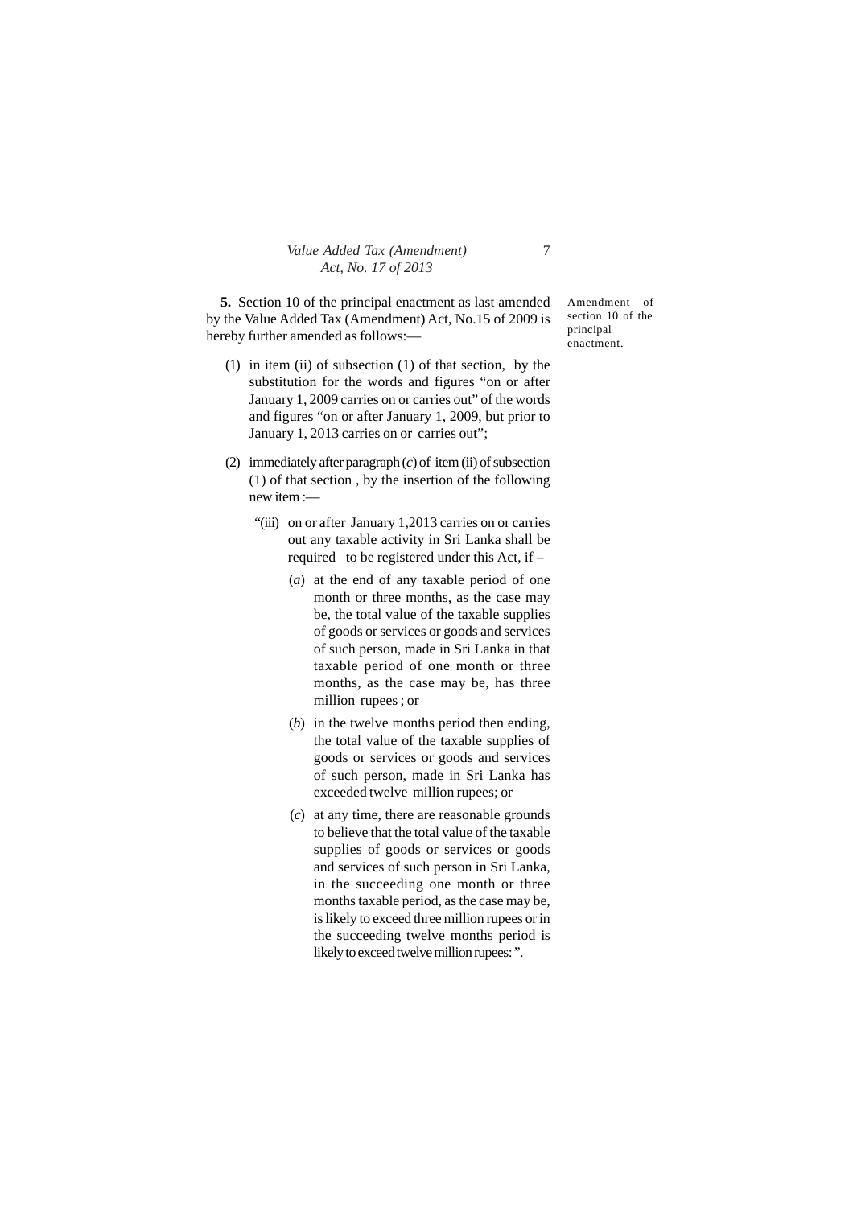**5.** Section 10 of the principal enactment as last amended by the Value Added Tax (Amendment) Act, No.15 of 2009 is hereby further amended as follows:—

Amendment of section 10 of the principal enactment.

(1) in item (ii) of subsection (1) of that section, by the substitution for the words and figures "on or after January 1, 2009 carries on or carries out" of the words and figures "on or after January 1, 2009, but prior to January 1, 2013 carries on or carries out";

(2) immediately after paragraph (*c*) of item (ii) of subsection (1) of that section , by the insertion of the following new item :—

"(iii) on or after January 1,2013 carries on or carries out any taxable activity in Sri Lanka shall be required to be registered under this Act, if –

(*a*) at the end of any taxable period of one month or three months, as the case may be, the total value of the taxable supplies of goods or services or goods and services of such person, made in Sri Lanka in that taxable period of one month or three months, as the case may be, has three million rupees ; or

(*b*) in the twelve months period then ending, the total value of the taxable supplies of goods or services or goods and services of such person, made in Sri Lanka has exceeded twelve million rupees; or

(*c*) at any time, there are reasonable grounds to believe that the total value of the taxable supplies of goods or services or goods and services of such person in Sri Lanka, in the succeeding one month or three months taxable period, as the case may be, is likely to exceed three million rupees or in the succeeding twelve months period is likely to exceed twelve million rupees: ".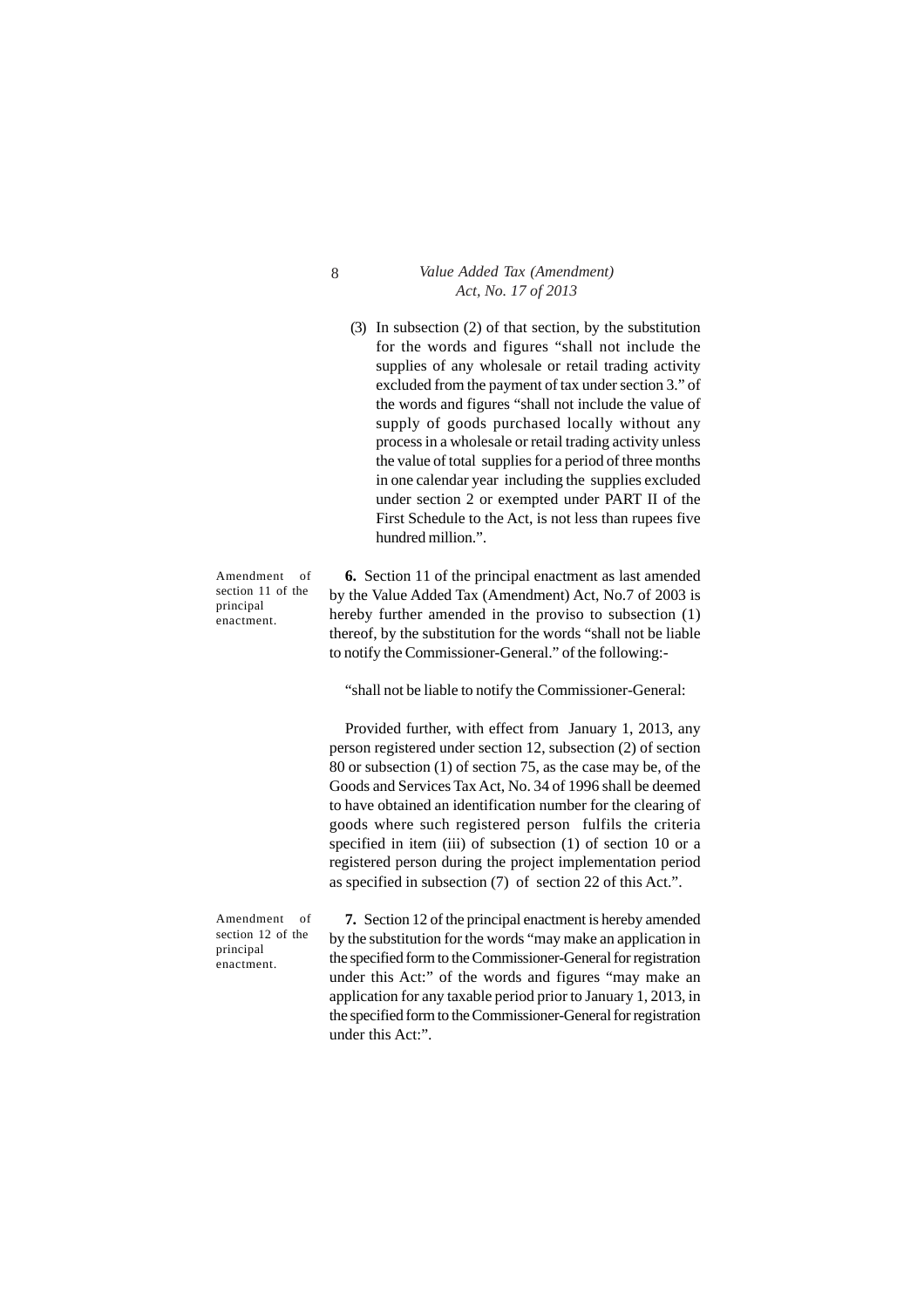(3) In subsection (2) of that section, by the substitution for the words and figures "shall not include the supplies of any wholesale or retail trading activity excluded from the payment of tax under section 3." of the words and figures "shall not include the value of supply of goods purchased locally without any process in a wholesale or retail trading activity unless the value of total supplies for a period of three months in one calendar year including the supplies excluded under section 2 or exempted under PART II of the First Schedule to the Act, is not less than rupees five hundred million.".

Amendment of section 11 of the principal enactment.

**6.** Section 11 of the principal enactment as last amended by the Value Added Tax (Amendment) Act, No.7 of 2003 is hereby further amended in the proviso to subsection (1) thereof, by the substitution for the words "shall not be liable to notify the Commissioner-General." of the following:-

"shall not be liable to notify the Commissioner-General:

Provided further, with effect from January 1, 2013, any person registered under section 12, subsection (2) of section 80 or subsection (1) of section 75, as the case may be, of the Goods and Services Tax Act, No. 34 of 1996 shall be deemed to have obtained an identification number for the clearing of goods where such registered person fulfils the criteria specified in item (iii) of subsection (1) of section 10 or a registered person during the project implementation period as specified in subsection (7) of section 22 of this Act.".

Amendment of section 12 of the principal enactment.

**7.** Section 12 of the principal enactment is hereby amended by the substitution for the words "may make an application in the specified form to the Commissioner-General for registration under this Act:" of the words and figures "may make an application for any taxable period prior to January 1, 2013, in the specified form to the Commissioner-General for registration under this Act:".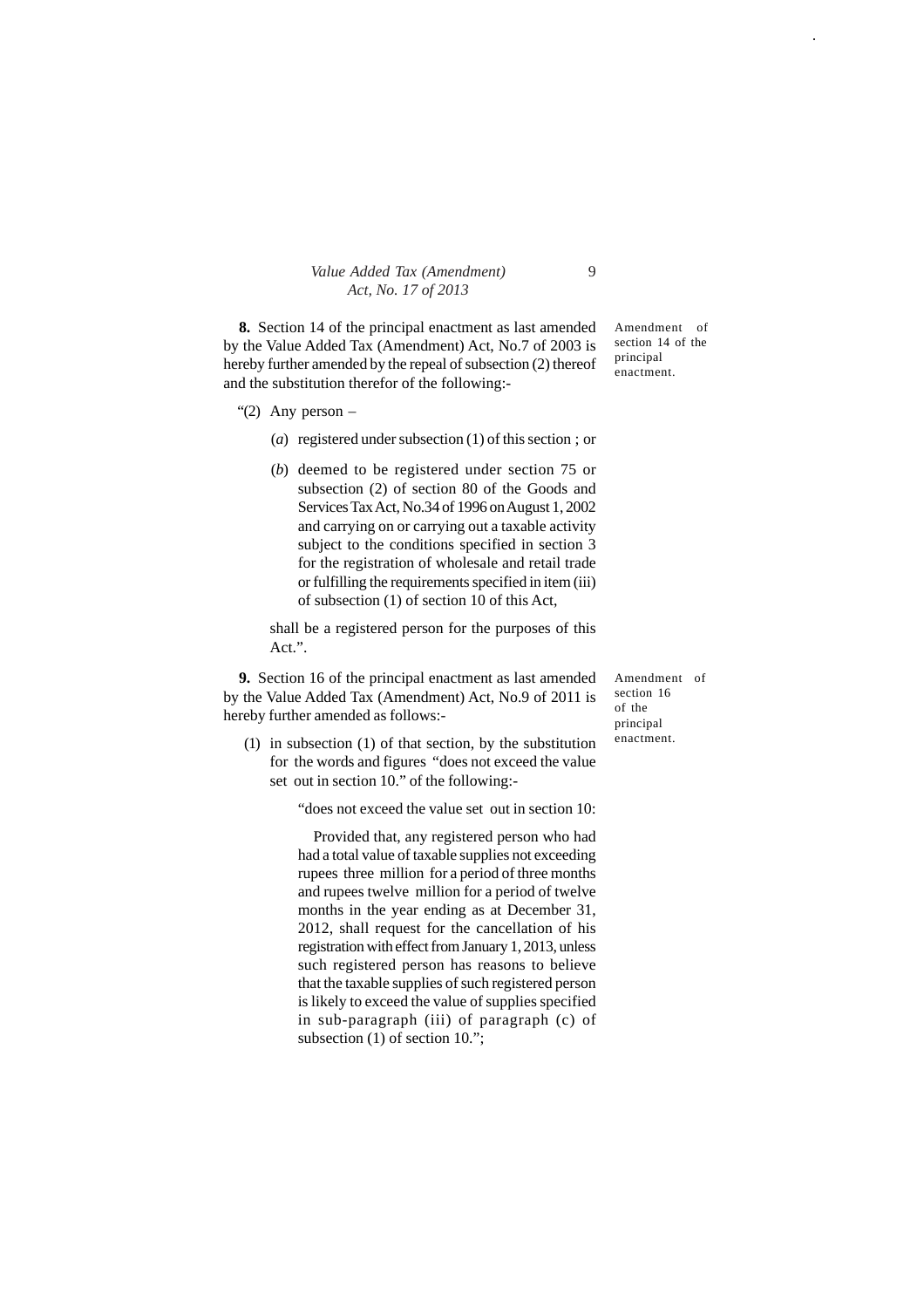**8.** Section 14 of the principal enactment as last amended by the Value Added Tax (Amendment) Act, No.7 of 2003 is hereby further amended by the repeal of subsection (2) thereof and the substitution therefor of the following:-

Amendment of section 14 of the principal enactment.

"(2) Any person –

(*a*) registered under subsection (1) of this section ; or

(*b*) deemed to be registered under section 75 or subsection (2) of section 80 of the Goods and Services Tax Act, No.34 of 1996 on August 1, 2002 and carrying on or carrying out a taxable activity subject to the conditions specified in section 3 for the registration of wholesale and retail trade or fulfilling the requirements specified in item (iii) of subsection (1) of section 10 of this Act,

shall be a registered person for the purposes of this Act.".

**9.** Section 16 of the principal enactment as last amended by the Value Added Tax (Amendment) Act, No.9 of 2011 is hereby further amended as follows:-

Amendment of section 16 of the principal enactment.

(1) in subsection (1) of that section, by the substitution for the words and figures "does not exceed the value set out in section 10." of the following:-

"does not exceed the value set out in section 10:

Provided that, any registered person who had had a total value of taxable supplies not exceeding rupees three million for a period of three months and rupees twelve million for a period of twelve months in the year ending as at December 31, 2012, shall request for the cancellation of his registration with effect from January 1, 2013, unless such registered person has reasons to believe that the taxable supplies of such registered person is likely to exceed the value of supplies specified in sub-paragraph (iii) of paragraph (c) of subsection (1) of section 10.";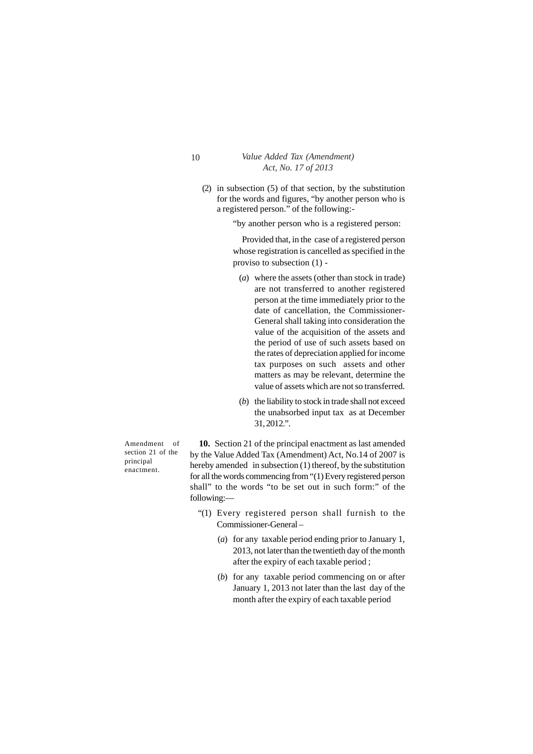(2) in subsection (5) of that section, by the substitution for the words and figures, "by another person who is a registered person." of the following:-

"by another person who is a registered person:

Provided that, in the case of a registered person whose registration is cancelled as specified in the proviso to subsection (1) -

(*a*) where the assets (other than stock in trade) are not transferred to another registered person at the time immediately prior to the date of cancellation, the Commissioner-General shall taking into consideration the value of the acquisition of the assets and the period of use of such assets based on the rates of depreciation applied for income tax purposes on such assets and other matters as may be relevant, determine the value of assets which are not so transferred.

(*b*) the liability to stock in trade shall not exceed the unabsorbed input tax as at December 31, 2012.".

Amendment of section 21 of the principal enactment.

**10.** Section 21 of the principal enactment as last amended by the Value Added Tax (Amendment) Act, No.14 of 2007 is hereby amended in subsection (1) thereof, by the substitution for all the words commencing from "(1) Every registered person shall" to the words "to be set out in such form:" of the following:—

"(1) Every registered person shall furnish to the Commissioner-General –

(*a*) for any taxable period ending prior to January 1, 2013, not later than the twentieth day of the month after the expiry of each taxable period ;

(*b*) for any taxable period commencing on or after January 1, 2013 not later than the last day of the month after the expiry of each taxable period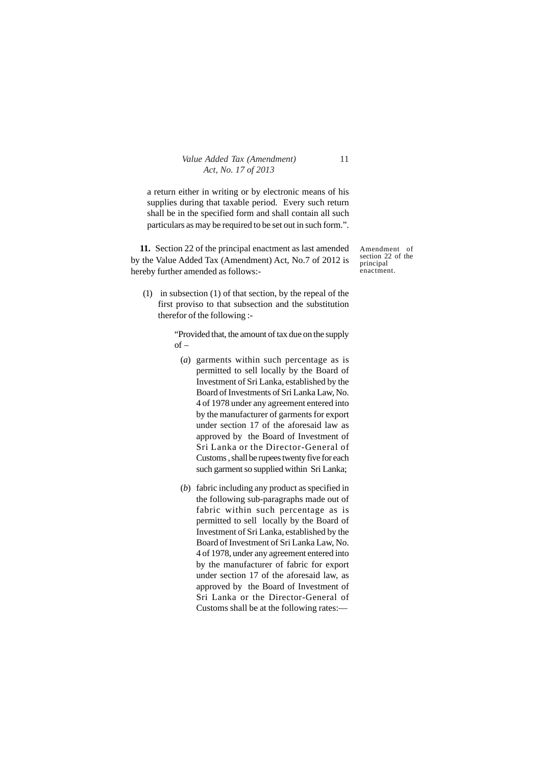a return either in writing or by electronic means of his supplies during that taxable period. Every such return shall be in the specified form and shall contain all such particulars as may be required to be set out in such form.".

Amendment of section 22 of the principal enactment.

**11.** Section 22 of the principal enactment as last amended by the Value Added Tax (Amendment) Act, No.7 of 2012 is hereby further amended as follows:-

(1) in subsection (1) of that section, by the repeal of the first proviso to that subsection and the substitution therefor of the following :-

"Provided that, the amount of tax due on the supply of –

(*a*) garments within such percentage as is permitted to sell locally by the Board of Investment of Sri Lanka, established by the Board of Investments of Sri Lanka Law, No. 4 of 1978 under any agreement entered into by the manufacturer of garments for export under section 17 of the aforesaid law as approved by the Board of Investment of Sri Lanka or the Director-General of Customs , shall be rupees twenty five for each such garment so supplied within Sri Lanka;

(*b*) fabric including any product as specified in the following sub-paragraphs made out of fabric within such percentage as is permitted to sell locally by the Board of Investment of Sri Lanka, established by the Board of Investment of Sri Lanka Law, No. 4 of 1978, under any agreement entered into by the manufacturer of fabric for export under section 17 of the aforesaid law, as approved by the Board of Investment of Sri Lanka or the Director-General of Customs shall be at the following rates:—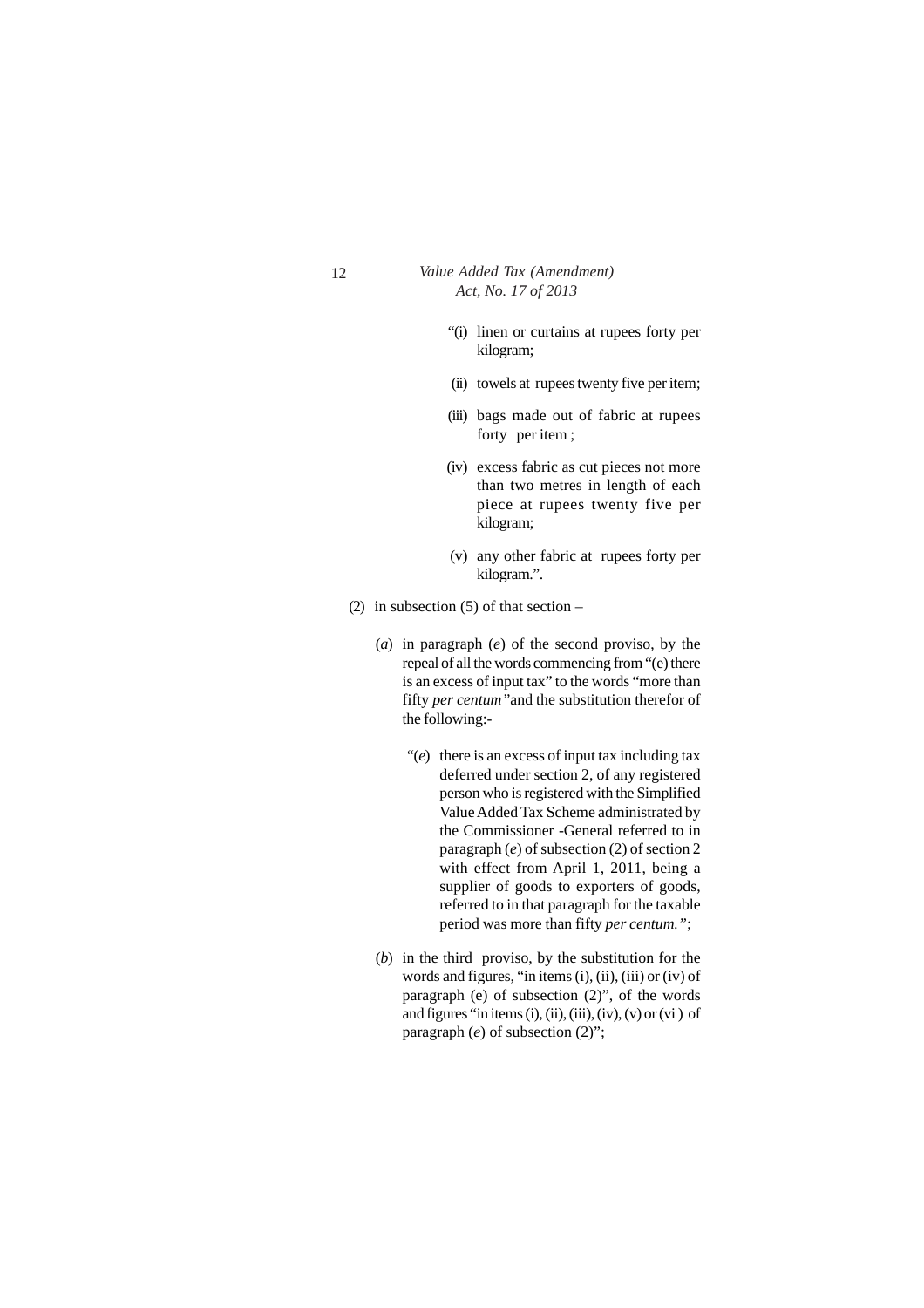"(i) linen or curtains at rupees forty per kilogram;

(ii) towels at rupees twenty five per item;

(iii) bags made out of fabric at rupees forty per item ;

(iv) excess fabric as cut pieces not more than two metres in length of each piece at rupees twenty five per kilogram;

(v) any other fabric at rupees forty per kilogram.".

(2) in subsection (5) of that section –

(*a*) in paragraph (*e*) of the second proviso, by the repeal of all the words commencing from "(e) there is an excess of input tax" to the words "more than fifty *per centum"* and the substitution therefor of the following:-

"(*e*) there is an excess of input tax including tax deferred under section 2, of any registered person who is registered with the Simplified Value Added Tax Scheme administrated by the Commissioner -General referred to in paragraph (*e*) of subsection (2) of section 2 with effect from April 1, 2011, being a supplier of goods to exporters of goods, referred to in that paragraph for the taxable period was more than fifty *per centum."*;

(*b*) in the third proviso, by the substitution for the words and figures, "in items (i), (ii), (iii) or (iv) of paragraph (e) of subsection (2)", of the words and figures "in items (i), (ii), (iii), (iv), (v) or (vi ) of paragraph (*e*) of subsection (2)";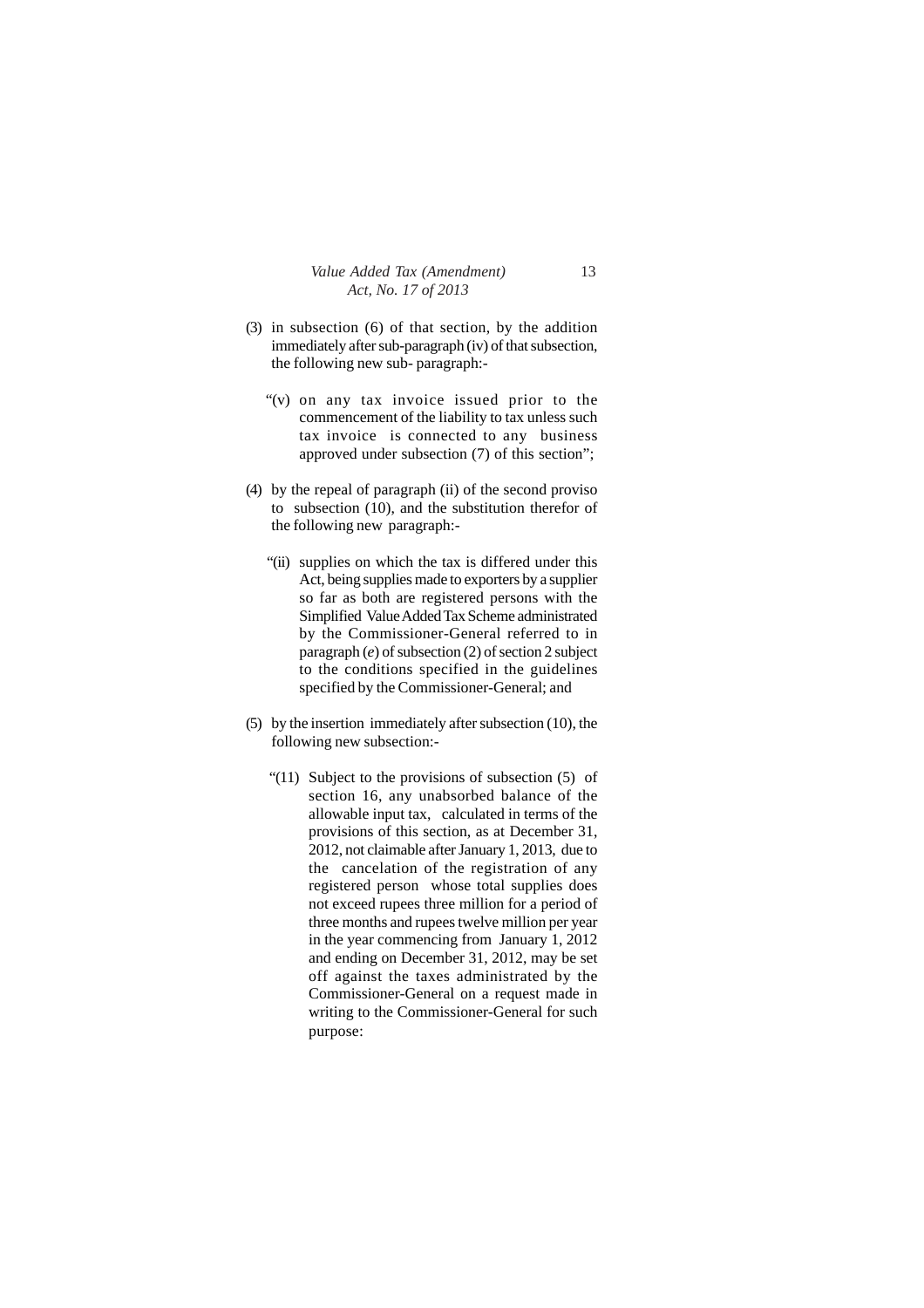(3) in subsection (6) of that section, by the addition immediately after sub-paragraph (iv) of that subsection, the following new sub- paragraph:-

"(v) on any tax invoice issued prior to the commencement of the liability to tax unless such tax invoice is connected to any business approved under subsection (7) of this section";

(4) by the repeal of paragraph (ii) of the second proviso to subsection (10), and the substitution therefor of the following new paragraph:-

"(ii) supplies on which the tax is differed under this Act, being supplies made to exporters by a supplier so far as both are registered persons with the Simplified Value Added Tax Scheme administrated by the Commissioner-General referred to in paragraph (*e*) of subsection (2) of section 2 subject to the conditions specified in the guidelines specified by the Commissioner-General; and

(5) by the insertion immediately after subsection (10), the following new subsection:-

"(11) Subject to the provisions of subsection (5) of section 16, any unabsorbed balance of the allowable input tax, calculated in terms of the provisions of this section, as at December 31, 2012, not claimable after January 1, 2013, due to the cancelation of the registration of any registered person whose total supplies does not exceed rupees three million for a period of three months and rupees twelve million per year in the year commencing from January 1, 2012 and ending on December 31, 2012, may be set off against the taxes administrated by the Commissioner-General on a request made in writing to the Commissioner-General for such purpose: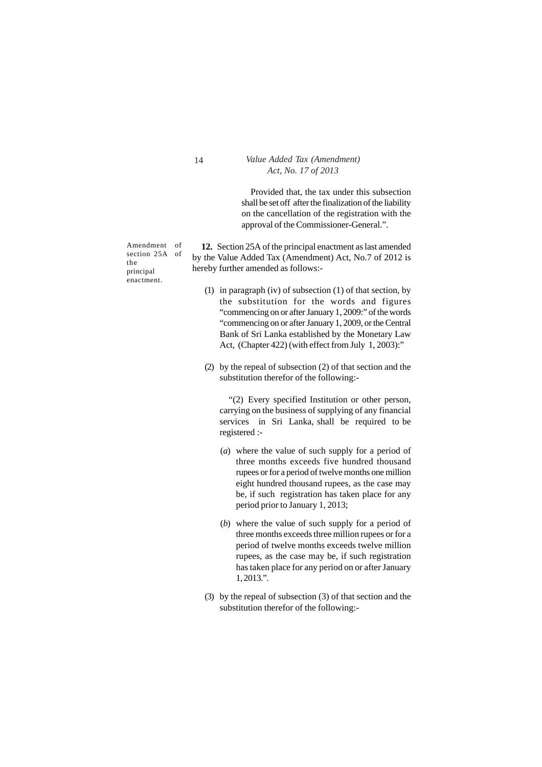Provided that, the tax under this subsection shall be set off after the finalization of the liability on the cancellation of the registration with the approval of the Commissioner-General.".

Amendment of section 25A of the principal enactment.

**12.** Section 25A of the principal enactment as last amended by the Value Added Tax (Amendment) Act, No.7 of 2012 is hereby further amended as follows:-

(1) in paragraph (iv) of subsection (1) of that section, by the substitution for the words and figures "commencing on or after January 1, 2009:" of the words "commencing on or after January 1, 2009, or the Central Bank of Sri Lanka established by the Monetary Law Act, (Chapter 422) (with effect from July 1, 2003):"

(2) by the repeal of subsection (2) of that section and the substitution therefor of the following:-

"(2) Every specified Institution or other person, carrying on the business of supplying of any financial services in Sri Lanka, shall be required to be registered :-

(*a*) where the value of such supply for a period of three months exceeds five hundred thousand rupees or for a period of twelve months one million eight hundred thousand rupees, as the case may be, if such registration has taken place for any period prior to January 1, 2013;

(*b*) where the value of such supply for a period of three months exceeds three million rupees or for a period of twelve months exceeds twelve million rupees, as the case may be, if such registration has taken place for any period on or after January 1, 2013.".

(3) by the repeal of subsection (3) of that section and the substitution therefor of the following:-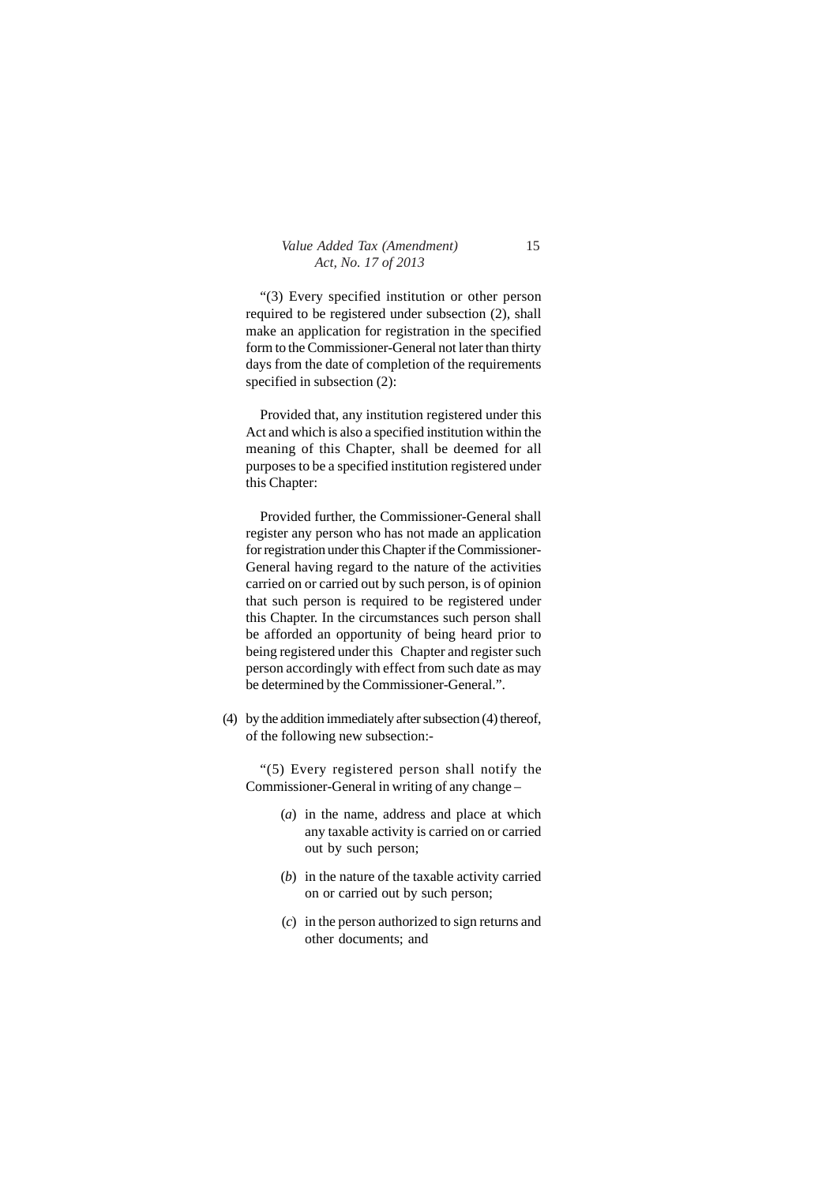"(3) Every specified institution or other person required to be registered under subsection (2), shall make an application for registration in the specified form to the Commissioner-General not later than thirty days from the date of completion of the requirements specified in subsection (2):

Provided that, any institution registered under this Act and which is also a specified institution within the meaning of this Chapter, shall be deemed for all purposes to be a specified institution registered under this Chapter:

Provided further, the Commissioner-General shall register any person who has not made an application for registration under this Chapter if the Commissioner-General having regard to the nature of the activities carried on or carried out by such person, is of opinion that such person is required to be registered under this Chapter. In the circumstances such person shall be afforded an opportunity of being heard prior to being registered under this Chapter and register such person accordingly with effect from such date as may be determined by the Commissioner-General.".

(4) by the addition immediately after subsection (4) thereof, of the following new subsection:-

"(5) Every registered person shall notify the Commissioner-General in writing of any change –

- (*a*) in the name, address and place at which any taxable activity is carried on or carried out by such person;
- (*b*) in the nature of the taxable activity carried on or carried out by such person;
- (*c*) in the person authorized to sign returns and other documents; and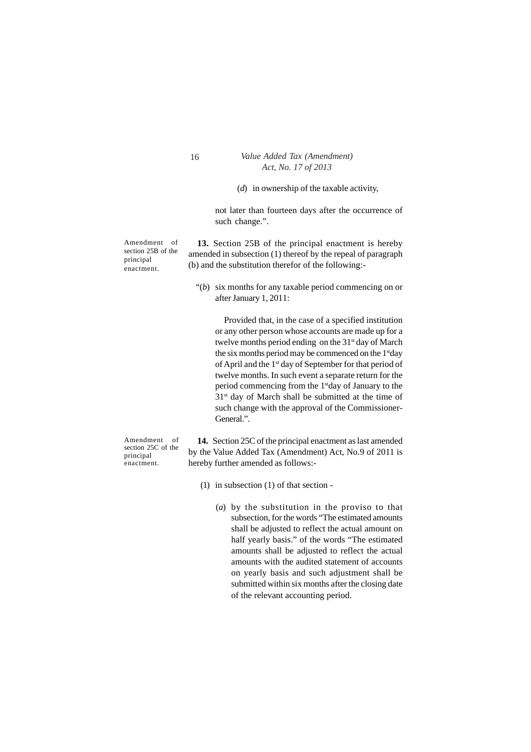(*d*) in ownership of the taxable activity,

not later than fourteen days after the occurrence of such change.".

Amendment of section 25B of the principal enactment.

**13.** Section 25B of the principal enactment is hereby amended in subsection (1) thereof by the repeal of paragraph (b) and the substitution therefor of the following:-

"(*b*) six months for any taxable period commencing on or after January 1, 2011:

Provided that, in the case of a specified institution or any other person whose accounts are made up for a twelve months period ending on the 31st day of March the six months period may be commenced on the 1st day of April and the 1st day of September for that period of twelve months. In such event a separate return for the period commencing from the 1st day of January to the 31st day of March shall be submitted at the time of such change with the approval of the Commissioner-General.".

Amendment of section 25C of the principal enactment.

**14.** Section 25C of the principal enactment as last amended by the Value Added Tax (Amendment) Act, No.9 of 2011 is hereby further amended as follows:-

(1) in subsection (1) of that section -

(*a*) by the substitution in the proviso to that subsection, for the words "The estimated amounts shall be adjusted to reflect the actual amount on half yearly basis." of the words "The estimated amounts shall be adjusted to reflect the actual amounts with the audited statement of accounts on yearly basis and such adjustment shall be submitted within six months after the closing date of the relevant accounting period.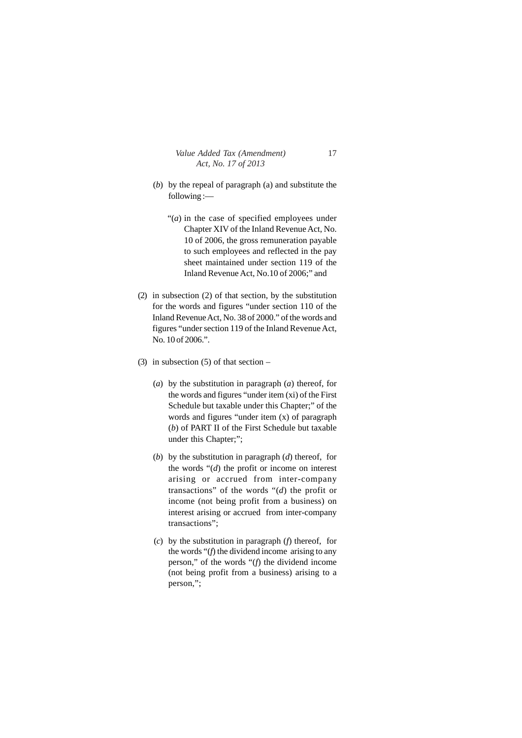(*b*) by the repeal of paragraph (a) and substitute the following :—

"(*a*) in the case of specified employees under Chapter XIV of the Inland Revenue Act, No. 10 of 2006, the gross remuneration payable to such employees and reflected in the pay sheet maintained under section 119 of the Inland Revenue Act, No.10 of 2006;" and

(2) in subsection (2) of that section, by the substitution for the words and figures "under section 110 of the Inland Revenue Act, No. 38 of 2000." of the words and figures "under section 119 of the Inland Revenue Act, No. 10 of 2006.".

(3) in subsection (5) of that section –

(*a*) by the substitution in paragraph (*a*) thereof, for the words and figures "under item (xi) of the First Schedule but taxable under this Chapter;" of the words and figures "under item (x) of paragraph (*b*) of PART II of the First Schedule but taxable under this Chapter;";

(*b*) by the substitution in paragraph (*d*) thereof, for the words "(*d*) the profit or income on interest arising or accrued from inter-company transactions" of the words "(*d*) the profit or income (not being profit from a business) on interest arising or accrued from inter-company transactions";

(*c*) by the substitution in paragraph (*f*) thereof, for the words "(*f*) the dividend income arising to any person," of the words "(*f*) the dividend income (not being profit from a business) arising to a person,";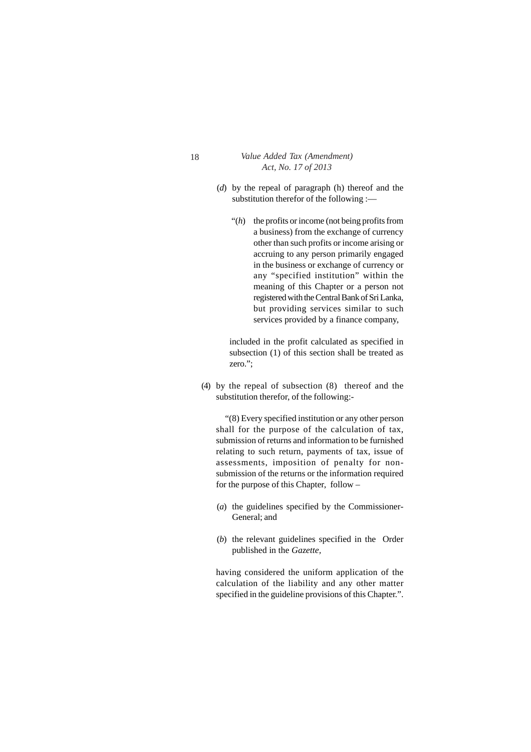(*d*) by the repeal of paragraph (h) thereof and the substitution therefor of the following :—

"(*h*) the profits or income (not being profits from a business) from the exchange of currency other than such profits or income arising or accruing to any person primarily engaged in the business or exchange of currency or any "specified institution" within the meaning of this Chapter or a person not registered with the Central Bank of Sri Lanka, but providing services similar to such services provided by a finance company,

included in the profit calculated as specified in subsection (1) of this section shall be treated as zero.";

(4) by the repeal of subsection (8) thereof and the substitution therefor, of the following:-

"(8) Every specified institution or any other person shall for the purpose of the calculation of tax, submission of returns and information to be furnished relating to such return, payments of tax, issue of assessments, imposition of penalty for non-submission of the returns or the information required for the purpose of this Chapter, follow –

(*a*) the guidelines specified by the Commissioner-General; and

(*b*) the relevant guidelines specified in the Order published in the *Gazette*,

having considered the uniform application of the calculation of the liability and any other matter specified in the guideline provisions of this Chapter.".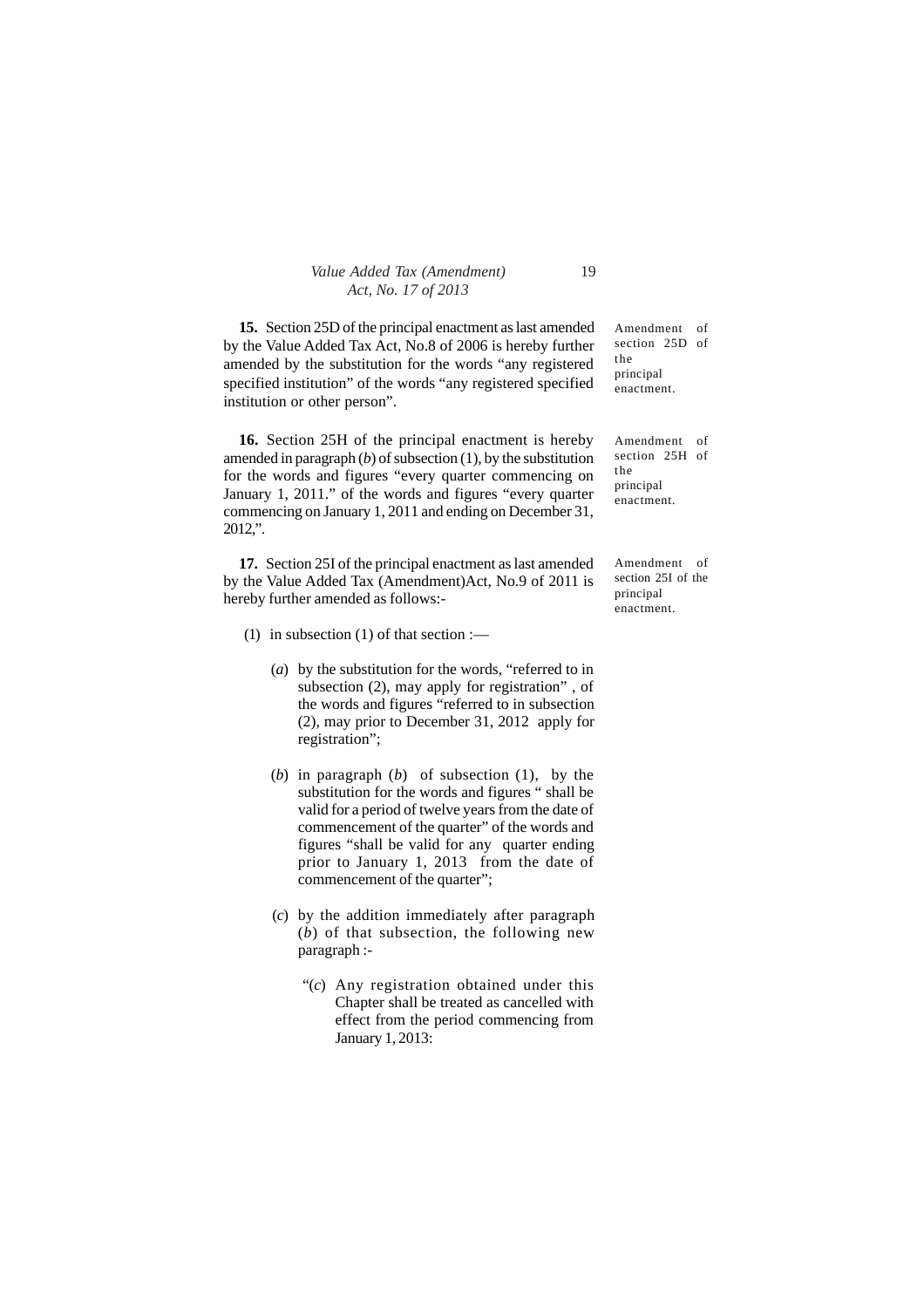**15.** Section 25D of the principal enactment as last amended by the Value Added Tax Act, No.8 of 2006 is hereby further amended by the substitution for the words "any registered specified institution" of the words "any registered specified institution or other person".

Amendment of section 25D of the principal enactment.

**16.** Section 25H of the principal enactment is hereby amended in paragraph (*b*) of subsection (1), by the substitution for the words and figures "every quarter commencing on January 1, 2011." of the words and figures "every quarter commencing on January 1, 2011 and ending on December 31, 2012,".

Amendment of section 25H of the principal enactment.

**17.** Section 25I of the principal enactment as last amended by the Value Added Tax (Amendment)Act, No.9 of 2011 is hereby further amended as follows:-

Amendment of section 25I of the principal enactment.

(1) in subsection (1) of that section :—

(*a*) by the substitution for the words, "referred to in subsection (2), may apply for registration" , of the words and figures "referred to in subsection (2), may prior to December 31, 2012 apply for registration";

(*b*) in paragraph (*b*) of subsection (1), by the substitution for the words and figures " shall be valid for a period of twelve years from the date of commencement of the quarter" of the words and figures "shall be valid for any quarter ending prior to January 1, 2013 from the date of commencement of the quarter";

(*c*) by the addition immediately after paragraph (*b*) of that subsection, the following new paragraph :-

"(*c*) Any registration obtained under this Chapter shall be treated as cancelled with effect from the period commencing from January 1, 2013: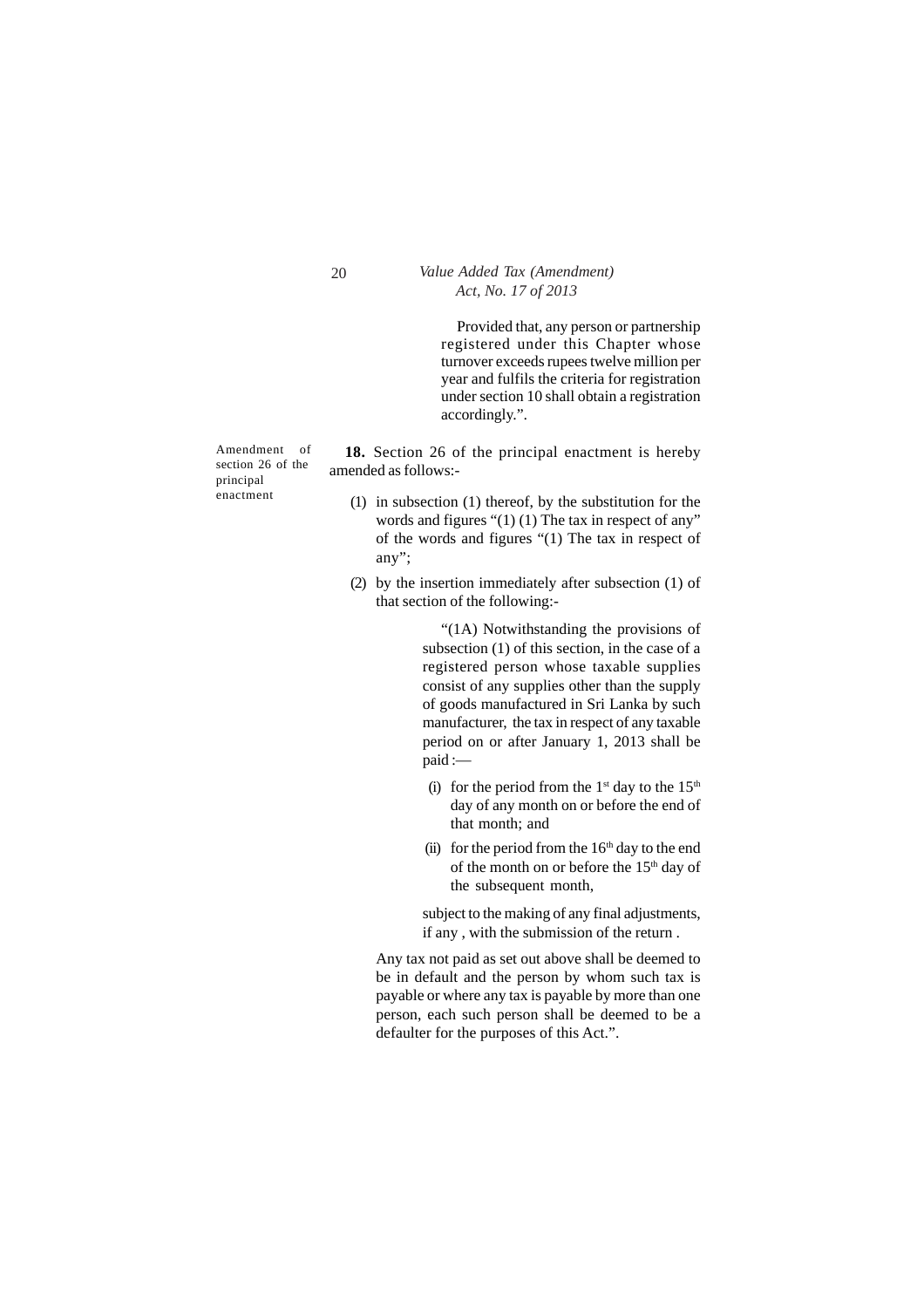Provided that, any person or partnership registered under this Chapter whose turnover exceeds rupees twelve million per year and fulfils the criteria for registration under section 10 shall obtain a registration accordingly.".

Amendment of section 26 of the principal enactment

**18.** Section 26 of the principal enactment is hereby amended as follows:-

(1) in subsection (1) thereof, by the substitution for the words and figures "(1) (1) The tax in respect of any" of the words and figures "(1) The tax in respect of any";

(2) by the insertion immediately after subsection (1) of that section of the following:-

"(1A) Notwithstanding the provisions of subsection (1) of this section, in the case of a registered person whose taxable supplies consist of any supplies other than the supply of goods manufactured in Sri Lanka by such manufacturer, the tax in respect of any taxable period on or after January 1, 2013 shall be paid :—

(i) for the period from the 1st day to the 15th day of any month on or before the end of that month; and

(ii) for the period from the 16th day to the end of the month on or before the 15th day of the subsequent month,

subject to the making of any final adjustments, if any , with the submission of the return .

Any tax not paid as set out above shall be deemed to be in default and the person by whom such tax is payable or where any tax is payable by more than one person, each such person shall be deemed to be a defaulter for the purposes of this Act.".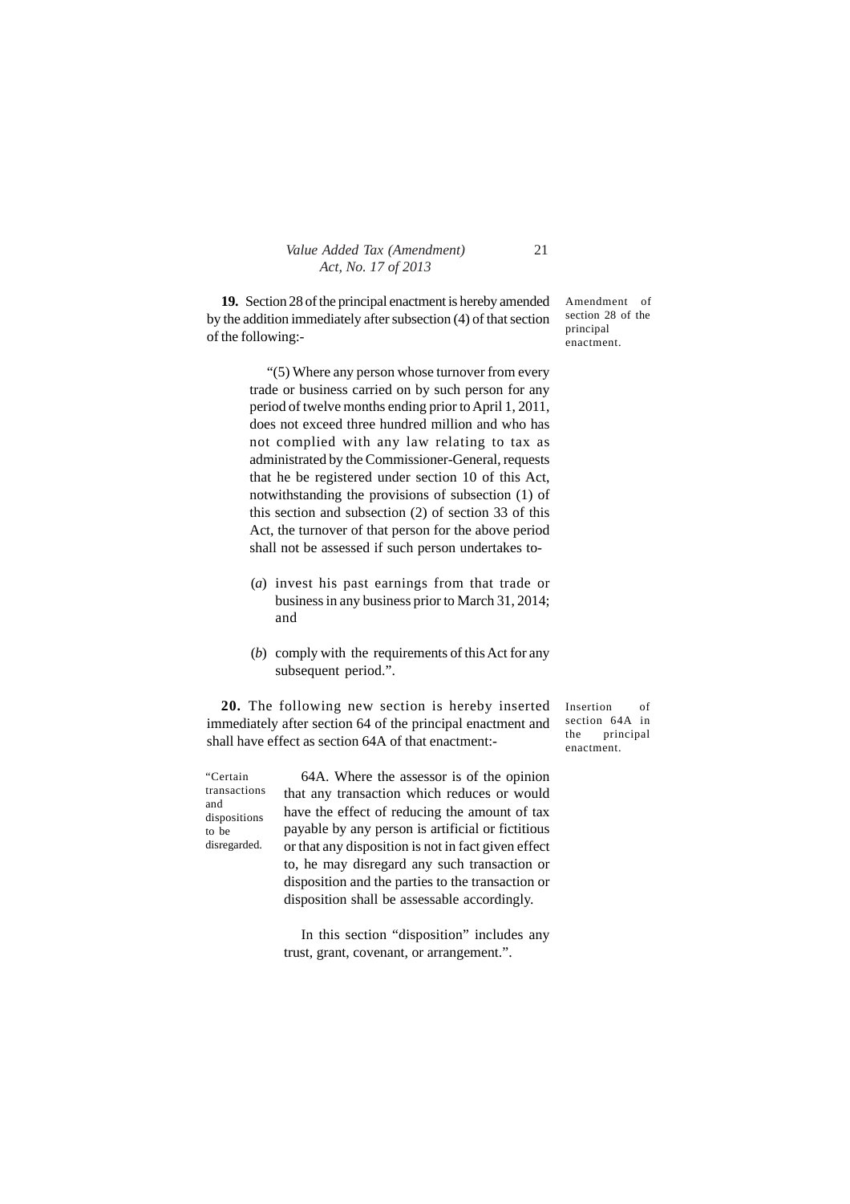**19.** Section 28 of the principal enactment is hereby amended by the addition immediately after subsection (4) of that section of the following:-

Amendment of section 28 of the principal enactment.

"(5) Where any person whose turnover from every trade or business carried on by such person for any period of twelve months ending prior to April 1, 2011, does not exceed three hundred million and who has not complied with any law relating to tax as administrated by the Commissioner-General, requests that he be registered under section 10 of this Act, notwithstanding the provisions of subsection (1) of this section and subsection (2) of section 33 of this Act, the turnover of that person for the above period shall not be assessed if such person undertakes to-

(*a*) invest his past earnings from that trade or business in any business prior to March 31, 2014; and

(*b*) comply with the requirements of this Act for any subsequent period.".

**20.** The following new section is hereby inserted immediately after section 64 of the principal enactment and shall have effect as section 64A of that enactment:-

Insertion of section 64A in the principal enactment.

"Certain transactions and dispositions to be disregarded.

64A. Where the assessor is of the opinion that any transaction which reduces or would have the effect of reducing the amount of tax payable by any person is artificial or fictitious or that any disposition is not in fact given effect to, he may disregard any such transaction or disposition and the parties to the transaction or disposition shall be assessable accordingly.

In this section "disposition" includes any trust, grant, covenant, or arrangement.".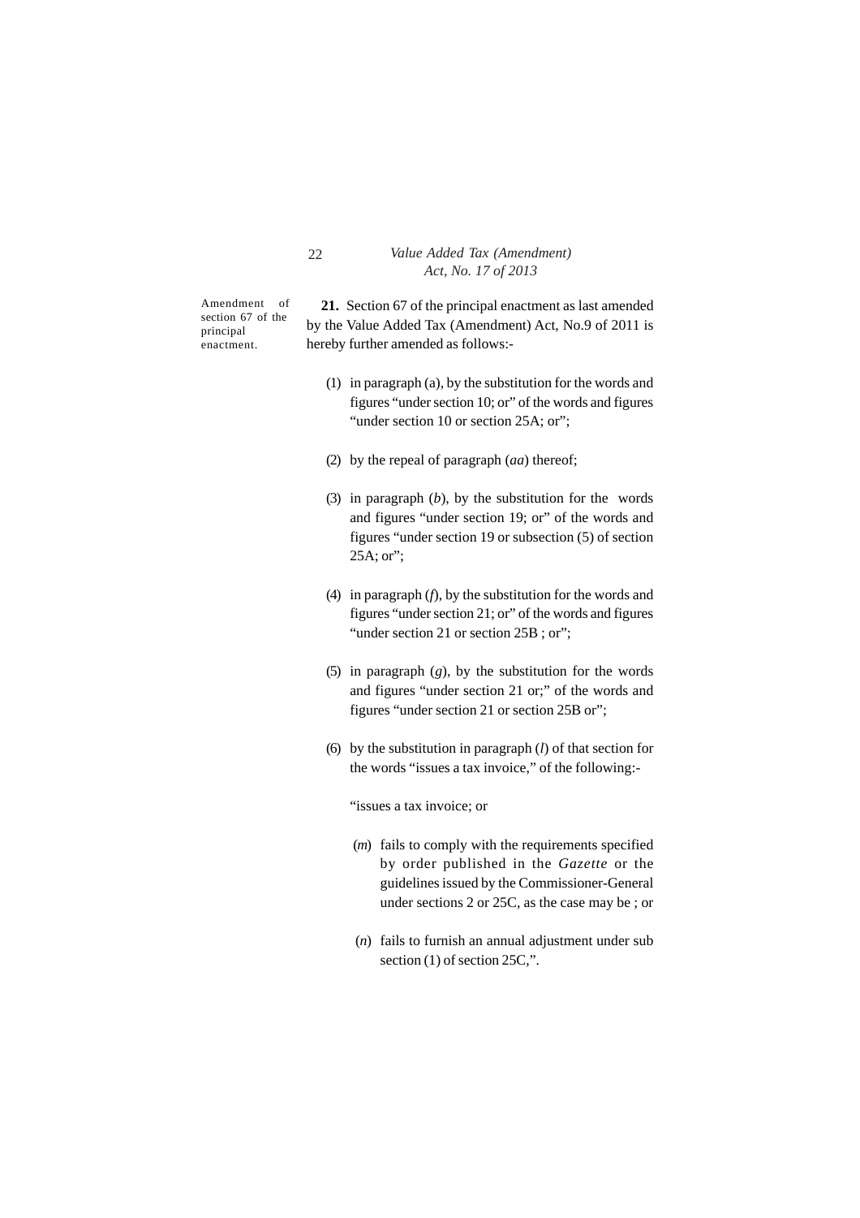Amendment of section 67 of the principal enactment.

**21.** Section 67 of the principal enactment as last amended by the Value Added Tax (Amendment) Act, No.9 of 2011 is hereby further amended as follows:-

(1) in paragraph (a), by the substitution for the words and figures "under section 10; or" of the words and figures "under section 10 or section 25A; or";

(2) by the repeal of paragraph (*aa*) thereof;

(3) in paragraph (*b*), by the substitution for the words and figures "under section 19; or" of the words and figures "under section 19 or subsection (5) of section 25A; or";

(4) in paragraph (*f*), by the substitution for the words and figures "under section 21; or" of the words and figures "under section 21 or section 25B ; or";

(5) in paragraph (*g*), by the substitution for the words and figures "under section 21 or;" of the words and figures "under section 21 or section 25B or";

(6) by the substitution in paragraph (*l*) of that section for the words "issues a tax invoice," of the following:-

"issues a tax invoice; or

(*m*) fails to comply with the requirements specified by order published in the *Gazette* or the guidelines issued by the Commissioner-General under sections 2 or 25C, as the case may be ; or

(*n*) fails to furnish an annual adjustment under sub section (1) of section 25C,".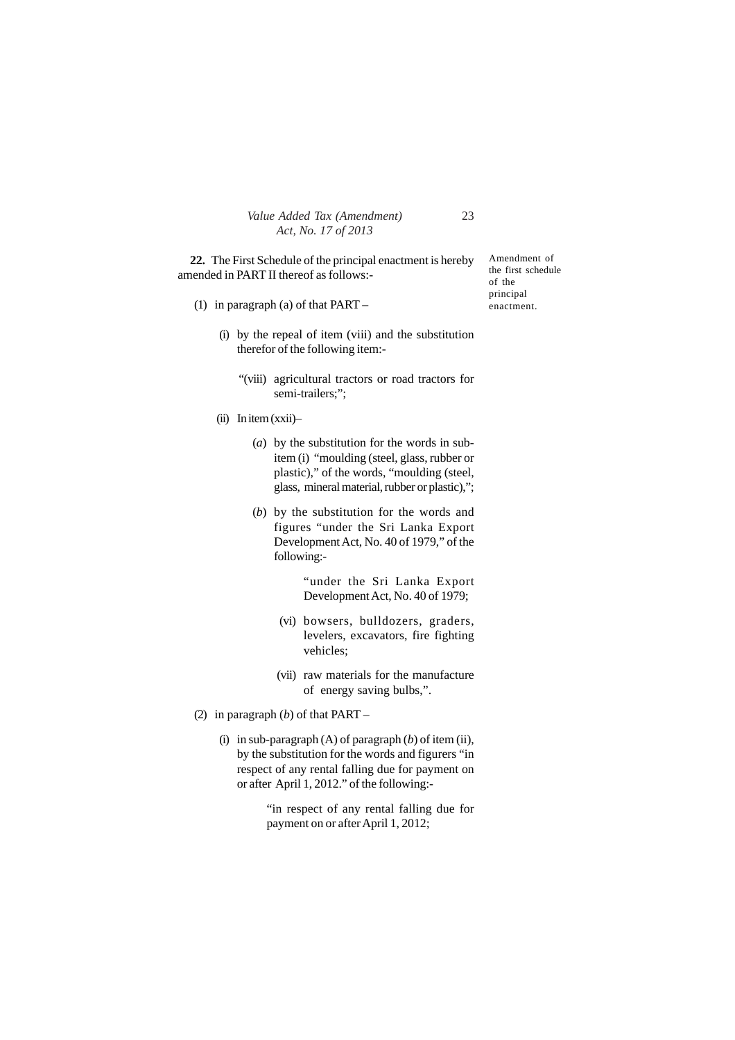**22.** The First Schedule of the principal enactment is hereby amended in PART II thereof as follows:-

Amendment of the first schedule of the principal enactment.

(1) in paragraph (a) of that PART –

(i) by the repeal of item (viii) and the substitution therefor of the following item:-

"(viii) agricultural tractors or road tractors for semi-trailers;";

(ii) In item (xxii)–

(*a*) by the substitution for the words in sub-item (i) "moulding (steel, glass, rubber or plastic)," of the words, "moulding (steel, glass, mineral material, rubber or plastic),";

(*b*) by the substitution for the words and figures "under the Sri Lanka Export Development Act, No. 40 of 1979," of the following:-

"under the Sri Lanka Export Development Act, No. 40 of 1979;

(vi) bowsers, bulldozers, graders, levelers, excavators, fire fighting vehicles;

(vii) raw materials for the manufacture of energy saving bulbs,".

(2) in paragraph (*b*) of that PART –

(i) in sub-paragraph (A) of paragraph (*b*) of item (ii), by the substitution for the words and figurers "in respect of any rental falling due for payment on or after April 1, 2012." of the following:-

"in respect of any rental falling due for payment on or after April 1, 2012;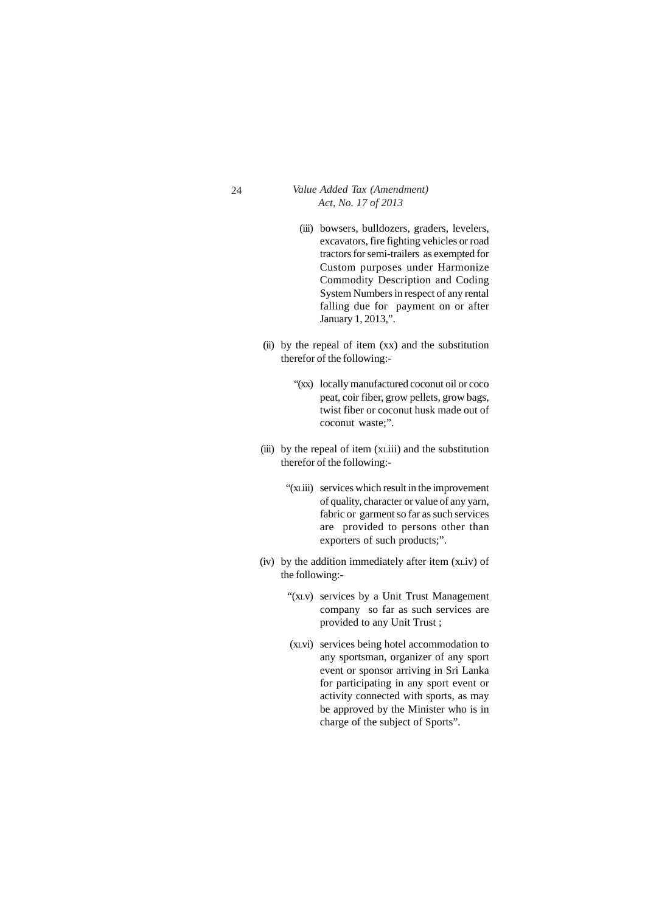(iii) bowsers, bulldozers, graders, levelers, excavators, fire fighting vehicles or road tractors for semi-trailers as exempted for Custom purposes under Harmonize Commodity Description and Coding System Numbers in respect of any rental falling due for payment on or after January 1, 2013,".

(ii) by the repeal of item (xx) and the substitution therefor of the following:-

"(xx) locally manufactured coconut oil or coco peat, coir fiber, grow pellets, grow bags, twist fiber or coconut husk made out of coconut waste;".

(iii) by the repeal of item (xLiii) and the substitution therefor of the following:-

"(xLiii) services which result in the improvement of quality, character or value of any yarn, fabric or garment so far as such services are provided to persons other than exporters of such products;".

(iv) by the addition immediately after item (xLiv) of the following:-

"(xLv) services by a Unit Trust Management company so far as such services are provided to any Unit Trust ;

(xLvi) services being hotel accommodation to any sportsman, organizer of any sport event or sponsor arriving in Sri Lanka for participating in any sport event or activity connected with sports, as may be approved by the Minister who is in charge of the subject of Sports".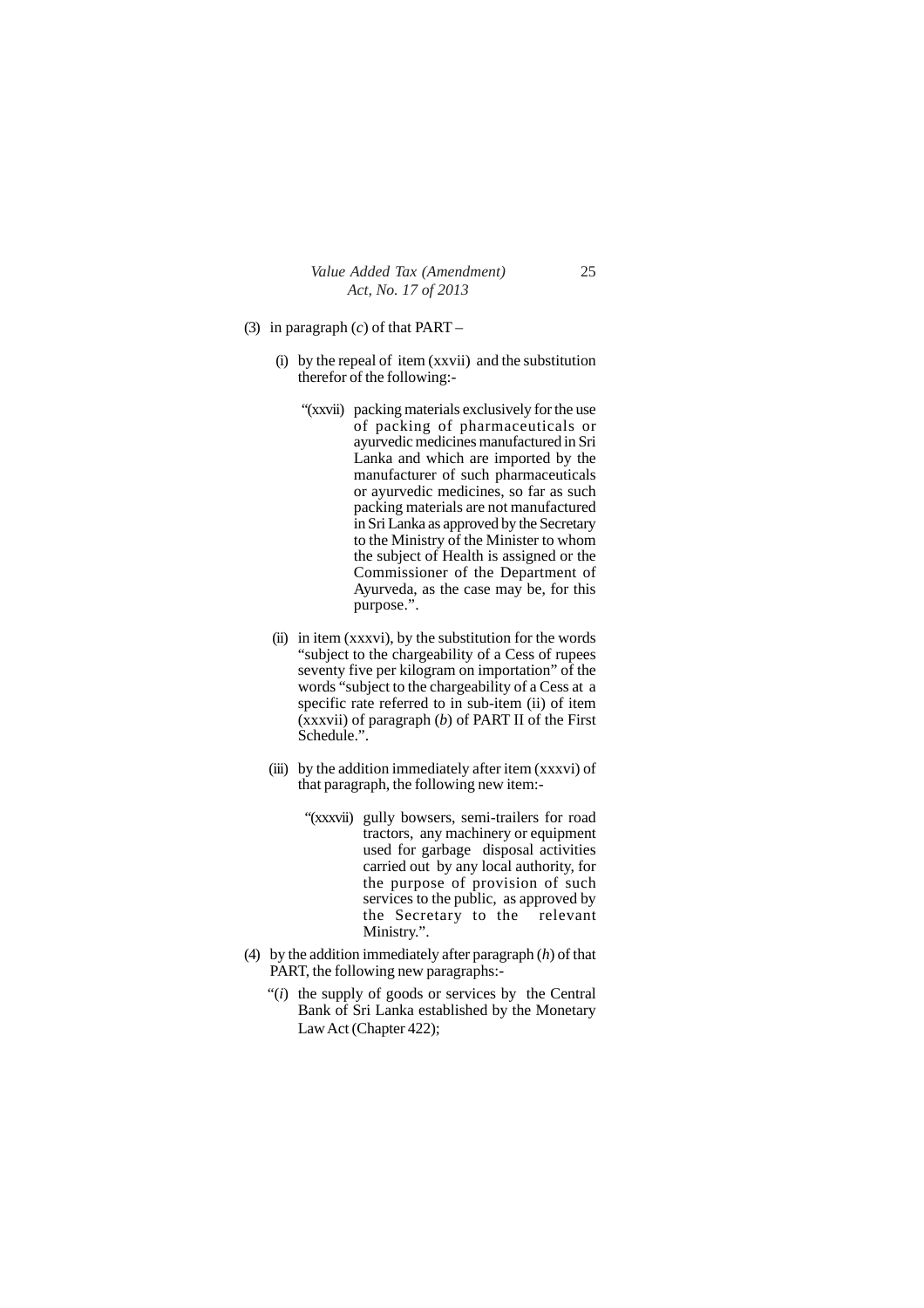(3) in paragraph (*c*) of that PART –

(i) by the repeal of item (xxvii) and the substitution therefor of the following:-

"(xxvii) packing materials exclusively for the use of packing of pharmaceuticals or ayurvedic medicines manufactured in Sri Lanka and which are imported by the manufacturer of such pharmaceuticals or ayurvedic medicines, so far as such packing materials are not manufactured in Sri Lanka as approved by the Secretary to the Ministry of the Minister to whom the subject of Health is assigned or the Commissioner of the Department of Ayurveda, as the case may be, for this purpose.".

(ii) in item (xxxvi), by the substitution for the words "subject to the chargeability of a Cess of rupees seventy five per kilogram on importation" of the words "subject to the chargeability of a Cess at a specific rate referred to in sub-item (ii) of item (xxxvii) of paragraph (*b*) of PART II of the First Schedule.".

(iii) by the addition immediately after item (xxxvi) of that paragraph, the following new item:-

"(xxxvii) gully bowsers, semi-trailers for road tractors, any machinery or equipment used for garbage disposal activities carried out by any local authority, for the purpose of provision of such services to the public, as approved by the Secretary to the relevant Ministry.".

(4) by the addition immediately after paragraph (*h*) of that PART, the following new paragraphs:-

"(*i*) the supply of goods or services by the Central Bank of Sri Lanka established by the Monetary Law Act (Chapter 422);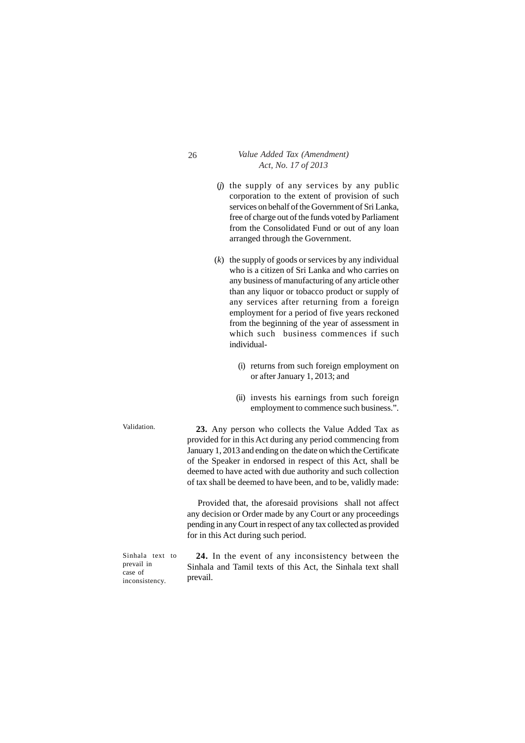(*j*) the supply of any services by any public corporation to the extent of provision of such services on behalf of the Government of Sri Lanka, free of charge out of the funds voted by Parliament from the Consolidated Fund or out of any loan arranged through the Government.

(*k*) the supply of goods or services by any individual who is a citizen of Sri Lanka and who carries on any business of manufacturing of any article other than any liquor or tobacco product or supply of any services after returning from a foreign employment for a period of five years reckoned from the beginning of the year of assessment in which such business commences if such individual-

(i) returns from such foreign employment on or after January 1, 2013; and

(ii) invests his earnings from such foreign employment to commence such business.".

Validation.

**23.** Any person who collects the Value Added Tax as provided for in this Act during any period commencing from January 1, 2013 and ending on the date on which the Certificate of the Speaker in endorsed in respect of this Act, shall be deemed to have acted with due authority and such collection of tax shall be deemed to have been, and to be, validly made:

Provided that, the aforesaid provisions shall not affect any decision or Order made by any Court or any proceedings pending in any Court in respect of any tax collected as provided for in this Act during such period.

Sinhala text to prevail in case of inconsistency.

**24.** In the event of any inconsistency between the Sinhala and Tamil texts of this Act, the Sinhala text shall prevail.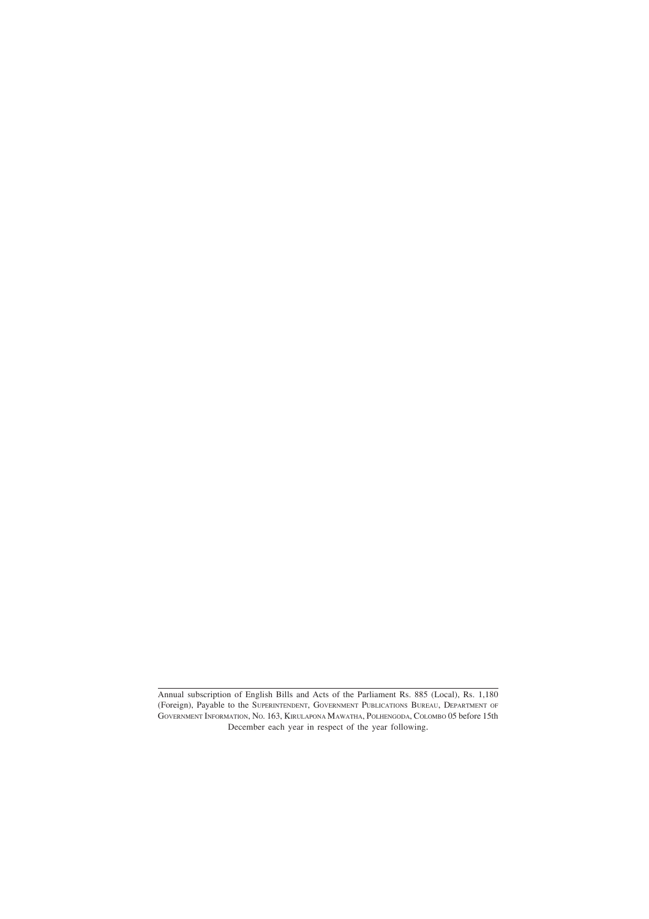Annual subscription of English Bills and Acts of the Parliament Rs. 885 (Local), Rs. 1,180 (Foreign), Payable to the Superintendent, Government Publications Bureau, Department of Government Information, No. 163, Kirulapona Mawatha, Polhengoda, Colombo 05 before 15th December each year in respect of the year following.